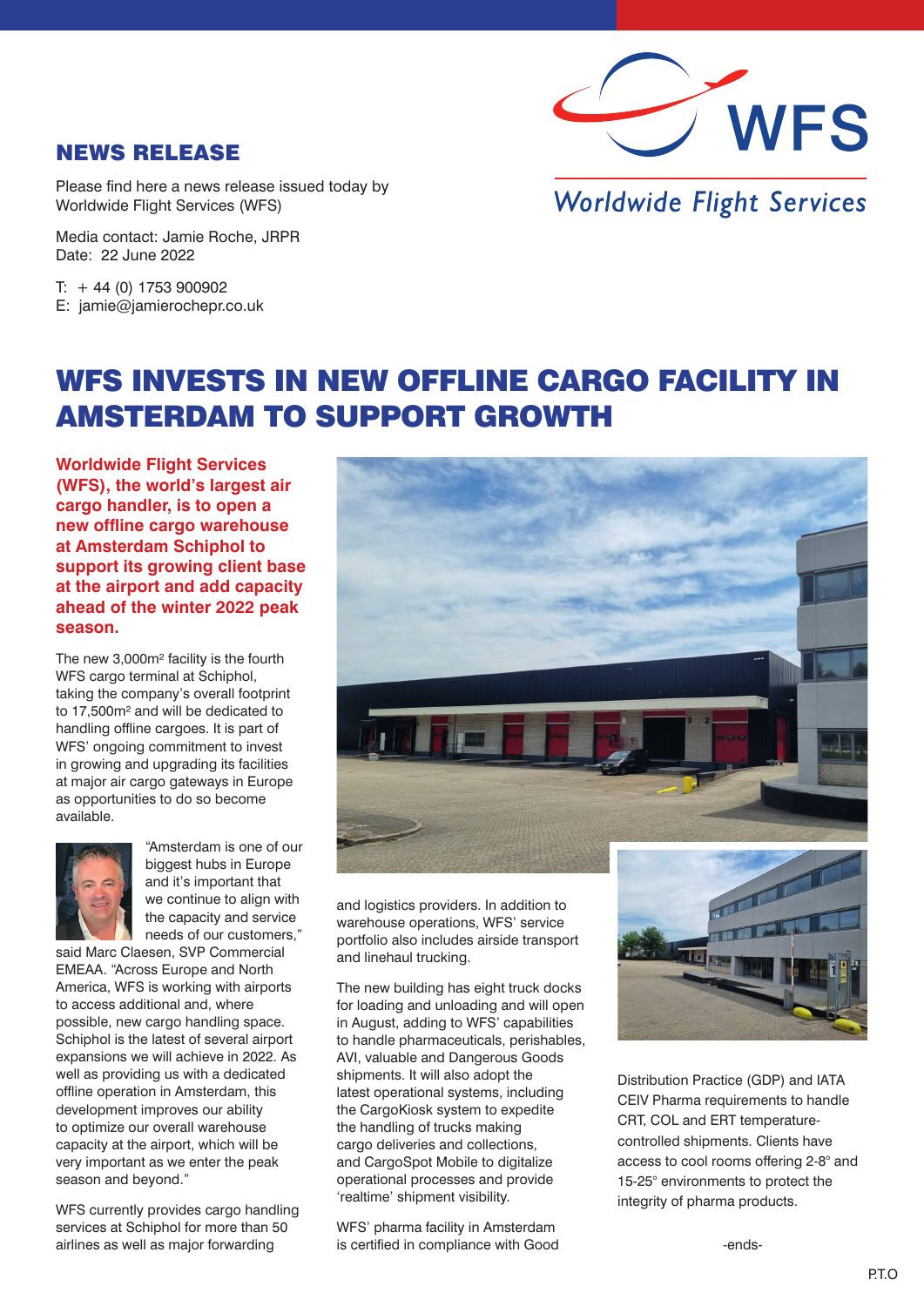## NEWS RELEASE

Please find here a news release issued today by Worldwide Flight Services (WFS)

Media contact: Jamie Roche, JRPR
Date: 22 June 2022

T: + 44 (0) 1753 900902
E: jamie@jamierochepr.co.uk

# WFS INVESTS IN NEW OFFLINE CARGO FACILITY IN AMSTERDAM TO SUPPORT GROWTH

**Worldwide Flight Services (WFS), the world's largest air cargo handler, is to open a new offline cargo warehouse at Amsterdam Schiphol to support its growing client base at the airport and add capacity ahead of the winter 2022 peak season.**

The new 3,000m² facility is the fourth WFS cargo terminal at Schiphol, taking the company's overall footprint to 17,500m² and will be dedicated to handling offline cargoes. It is part of WFS' ongoing commitment to invest in growing and upgrading its facilities at major air cargo gateways in Europe as opportunities to do so become available.

"Amsterdam is one of our biggest hubs in Europe and it's important that we continue to align with the capacity and service needs of our customers," said Marc Claesen, SVP Commercial EMEAA. "Across Europe and North America, WFS is working with airports to access additional and, where possible, new cargo handling space. Schiphol is the latest of several airport expansions we will achieve in 2022. As well as providing us with a dedicated offline operation in Amsterdam, this development improves our ability to optimize our overall warehouse capacity at the airport, which will be very important as we enter the peak season and beyond."

WFS currently provides cargo handling services at Schiphol for more than 50 airlines as well as major forwarding and logistics providers. In addition to warehouse operations, WFS' service portfolio also includes airside transport and linehaul trucking.

The new building has eight truck docks for loading and unloading and will open in August, adding to WFS' capabilities to handle pharmaceuticals, perishables, AVI, valuable and Dangerous Goods shipments. It will also adopt the latest operational systems, including the CargoKiosk system to expedite the handling of trucks making cargo deliveries and collections, and CargoSpot Mobile to digitalize operational processes and provide 'realtime' shipment visibility.

WFS' pharma facility in Amsterdam is certified in compliance with Good Distribution Practice (GDP) and IATA CEIV Pharma requirements to handle CRT, COL and ERT temperature-controlled shipments. Clients have access to cool rooms offering 2-8° and 15-25° environments to protect the integrity of pharma products.

-ends-

P.T.O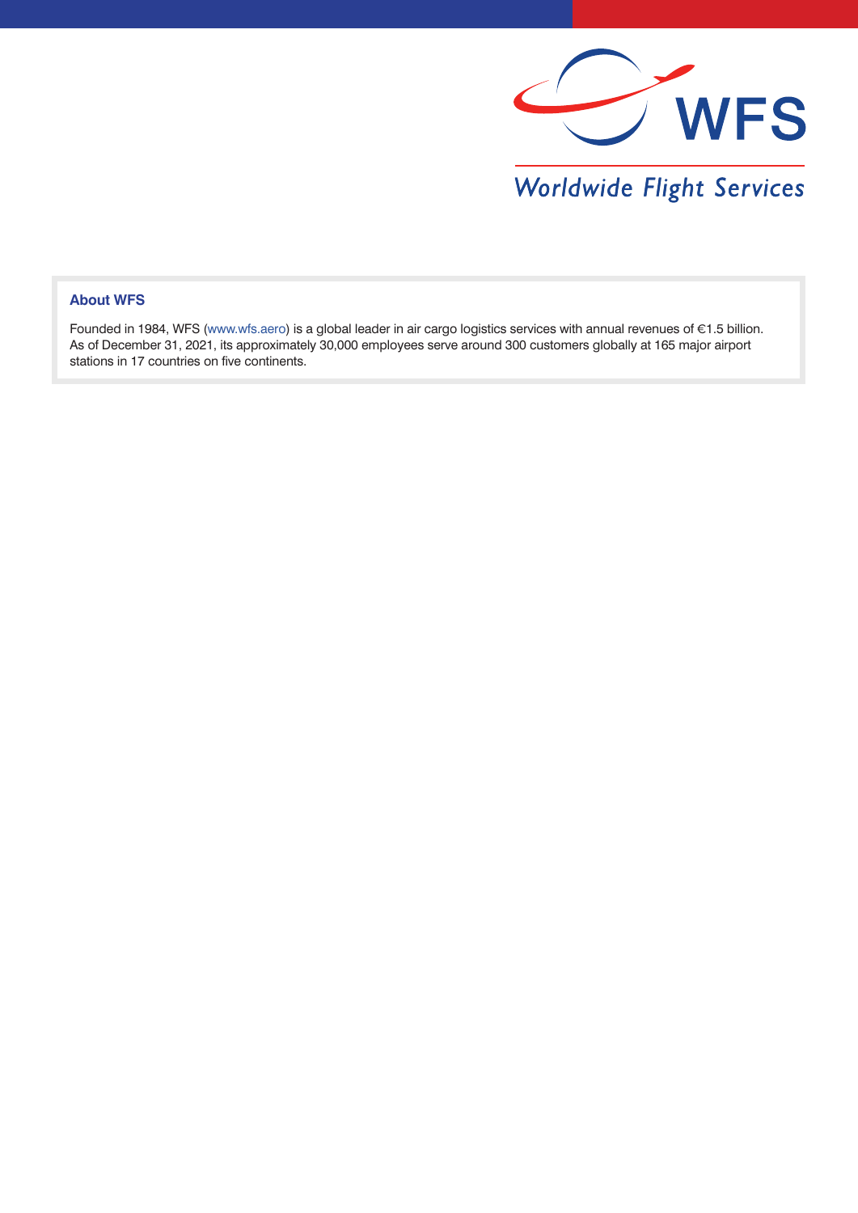## About WFS

Founded in 1984, WFS (www.wfs.aero) is a global leader in air cargo logistics services with annual revenues of €1.5 billion. As of December 31, 2021, its approximately 30,000 employees serve around 300 customers globally at 165 major airport stations in 17 countries on five continents.